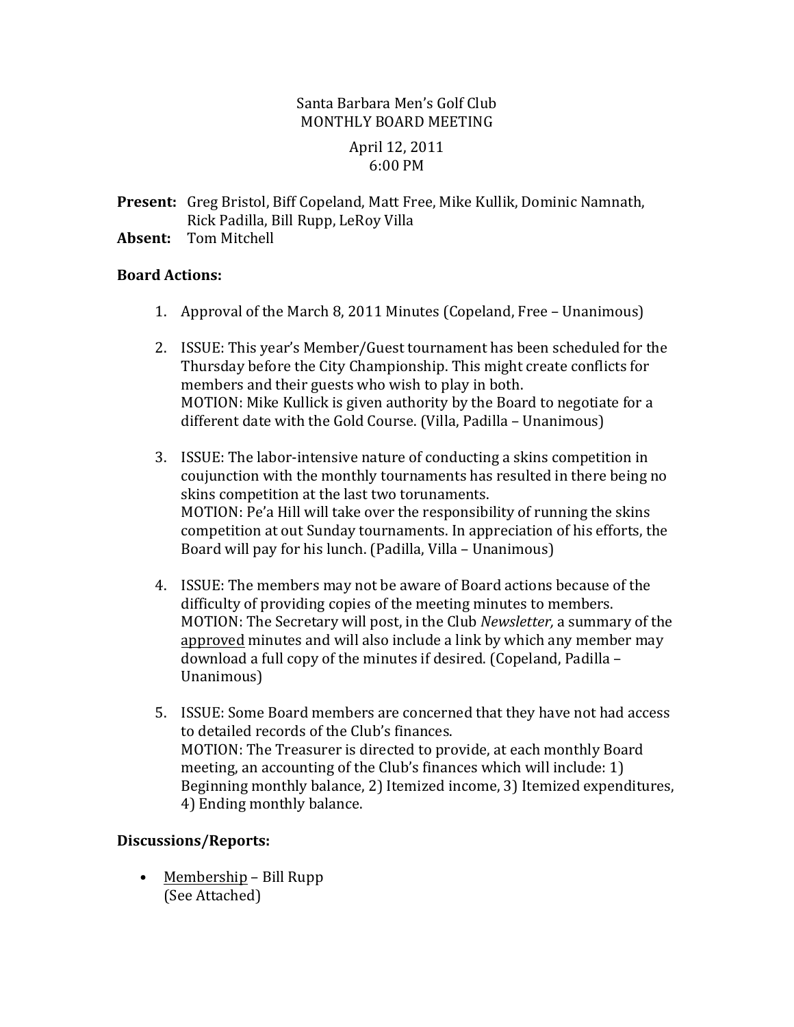Santa Barbara Men's Golf Club
MONTHLY BOARD MEETING

April 12, 2011
6:00 PM

**Present:** Greg Bristol, Biff Copeland, Matt Free, Mike Kullik, Dominic Namnath, Rick Padilla, Bill Rupp, LeRoy Villa
**Absent:** Tom Mitchell

**Board Actions:**

1. Approval of the March 8, 2011 Minutes (Copeland, Free – Unanimous)

2. ISSUE: This year's Member/Guest tournament has been scheduled for the Thursday before the City Championship. This might create conflicts for members and their guests who wish to play in both.
MOTION: Mike Kullick is given authority by the Board to negotiate for a different date with the Gold Course. (Villa, Padilla – Unanimous)

3. ISSUE: The labor-intensive nature of conducting a skins competition in coujunction with the monthly tournaments has resulted in there being no skins competition at the last two torunaments.
MOTION: Pe'a Hill will take over the responsibility of running the skins competition at out Sunday tournaments. In appreciation of his efforts, the Board will pay for his lunch. (Padilla, Villa – Unanimous)

4. ISSUE: The members may not be aware of Board actions because of the difficulty of providing copies of the meeting minutes to members.
MOTION: The Secretary will post, in the Club *Newsletter,* a summary of the <u>approved</u> minutes and will also include a link by which any member may download a full copy of the minutes if desired. (Copeland, Padilla – Unanimous)

5. ISSUE: Some Board members are concerned that they have not had access to detailed records of the Club's finances.
MOTION: The Treasurer is directed to provide, at each monthly Board meeting, an accounting of the Club's finances which will include: 1) Beginning monthly balance, 2) Itemized income, 3) Itemized expenditures, 4) Ending monthly balance.

**Discussions/Reports:**

- <u>Membership</u> – Bill Rupp
(See Attached)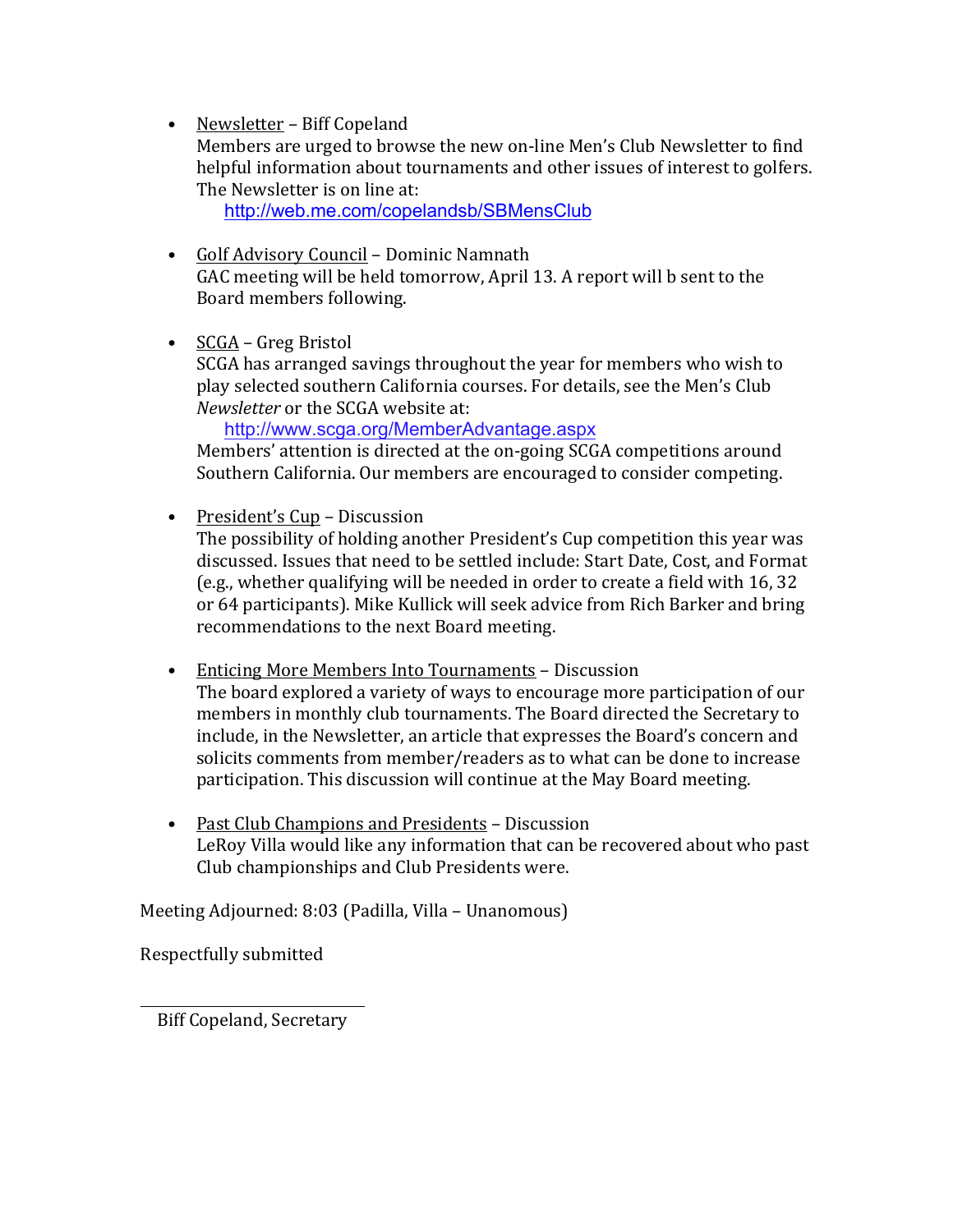- <u>Newsletter</u> – Biff Copeland
  Members are urged to browse the new on-line Men's Club Newsletter to find helpful information about tournaments and other issues of interest to golfers. The Newsletter is on line at:
  http://web.me.com/copelandsb/SBMensClub

- <u>Golf Advisory Council</u> – Dominic Namnath
  GAC meeting will be held tomorrow, April 13. A report will b sent to the Board members following.

- <u>SCGA</u> – Greg Bristol
  SCGA has arranged savings throughout the year for members who wish to play selected southern California courses. For details, see the Men's Club *Newsletter* or the SCGA website at:
  http://www.scga.org/MemberAdvantage.aspx
  Members' attention is directed at the on-going SCGA competitions around Southern California. Our members are encouraged to consider competing.

- <u>President's Cup</u> – Discussion
  The possibility of holding another President's Cup competition this year was discussed. Issues that need to be settled include: Start Date, Cost, and Format (e.g., whether qualifying will be needed in order to create a field with 16, 32 or 64 participants). Mike Kullick will seek advice from Rich Barker and bring recommendations to the next Board meeting.

- <u>Enticing More Members Into Tournaments</u> – Discussion
  The board explored a variety of ways to encourage more participation of our members in monthly club tournaments. The Board directed the Secretary to include, in the Newsletter, an article that expresses the Board's concern and solicits comments from member/readers as to what can be done to increase participation. This discussion will continue at the May Board meeting.

- <u>Past Club Champions and Presidents</u> – Discussion
  LeRoy Villa would like any information that can be recovered about who past Club championships and Club Presidents were.

Meeting Adjourned: 8:03 (Padilla, Villa – Unanomous)

Respectfully submitted

Biff Copeland, Secretary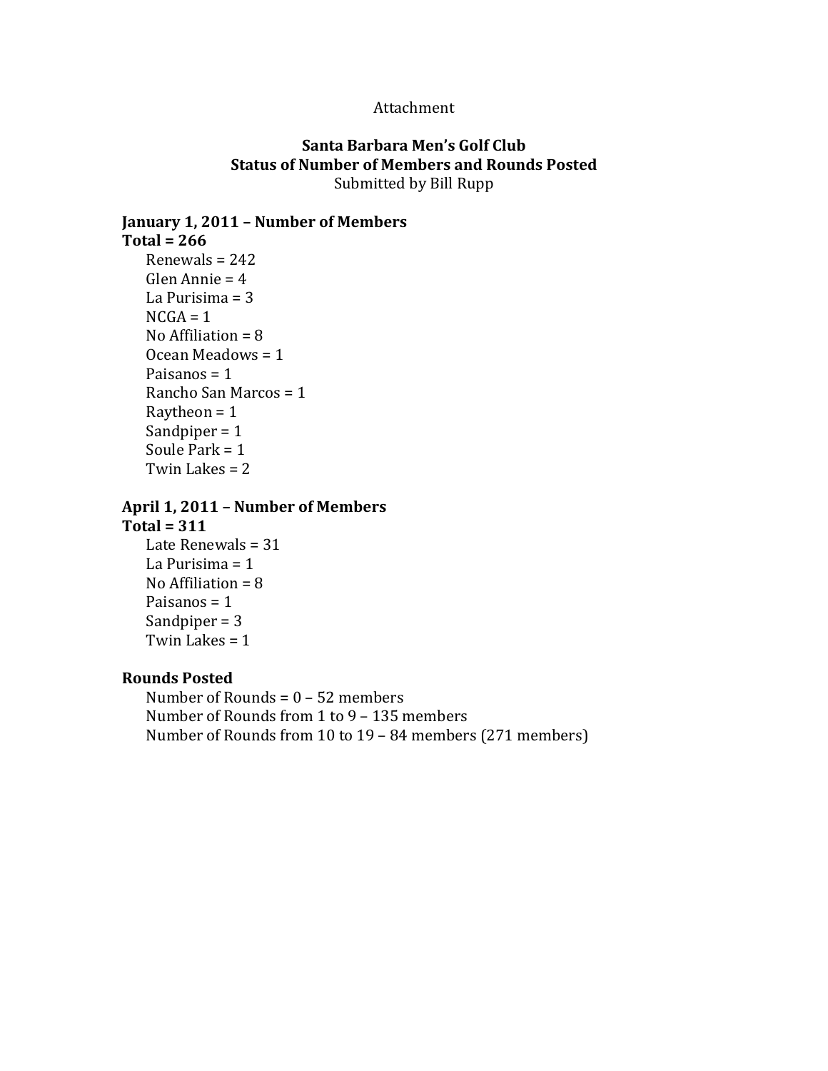Attachment

# Santa Barbara Men's Golf Club
## Status of Number of Members and Rounds Posted
Submitted by Bill Rupp

**January 1, 2011 – Number of Members**
**Total = 266**

- Renewals = 242
- Glen Annie = 4
- La Purisima = 3
- NCGA = 1
- No Affiliation = 8
- Ocean Meadows = 1
- Paisanos = 1
- Rancho San Marcos = 1
- Raytheon = 1
- Sandpiper = 1
- Soule Park = 1
- Twin Lakes = 2

**April 1, 2011 – Number of Members**
**Total = 311**

- Late Renewals = 31
- La Purisima = 1
- No Affiliation = 8
- Paisanos = 1
- Sandpiper = 3
- Twin Lakes = 1

**Rounds Posted**

- Number of Rounds = 0 – 52 members
- Number of Rounds from 1 to 9 – 135 members
- Number of Rounds from 10 to 19 – 84 members (271 members)